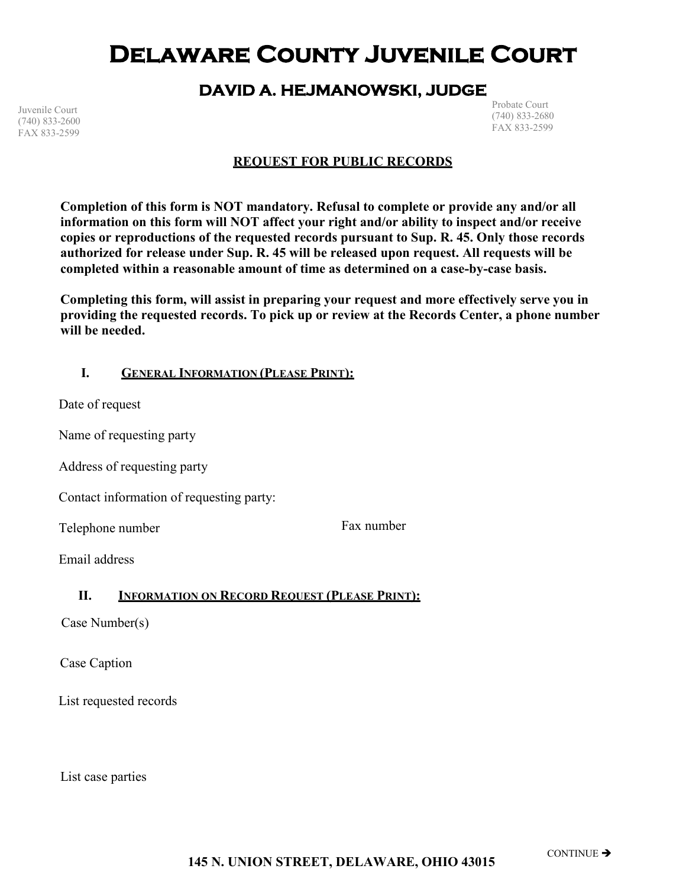# Delaware County Juvenile Court

## DAVID A. HEJMANOWSKI, JUDGE

Juvenile Court
(740) 833-2600
FAX 833-2599

Probate Court
(740) 833-2680
FAX 833-2599

### REQUEST FOR PUBLIC RECORDS

**Completion of this form is NOT mandatory. Refusal to complete or provide any and/or all information on this form will NOT affect your right and/or ability to inspect and/or receive copies or reproductions of the requested records pursuant to Sup. R. 45. Only those records authorized for release under Sup. R. 45 will be released upon request. All requests will be completed within a reasonable amount of time as determined on a case-by-case basis.**

**Completing this form, will assist in preparing your request and more effectively serve you in providing the requested records. To pick up or review at the Records Center, a phone number will be needed.**

#### I. General Information (Please Print):

Date of request

Name of requesting party

Address of requesting party

Contact information of requesting party:

Telephone number

Fax number

Email address

#### II. Information on Record Request (Please Print):

Case Number(s)

Case Caption

List requested records

List case parties

CONTINUE ➔

**145 N. UNION STREET, DELAWARE, OHIO 43015**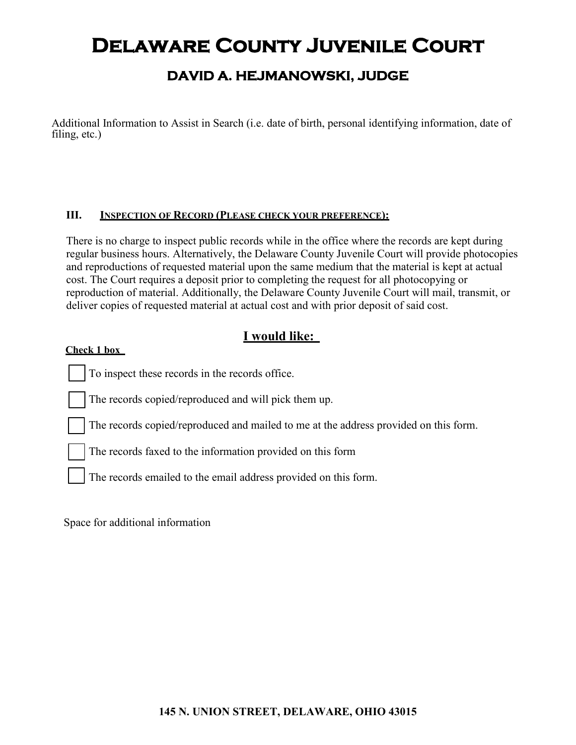# Delaware County Juvenile Court

## DAVID A. HEJMANOWSKI, JUDGE

Additional Information to Assist in Search (i.e. date of birth, personal identifying information, date of filing, etc.)

### III. <u>Inspection of Record (Please check your preference):</u>

There is no charge to inspect public records while in the office where the records are kept during regular business hours. Alternatively, the Delaware County Juvenile Court will provide photocopies and reproductions of requested material upon the same medium that the material is kept at actual cost. The Court requires a deposit prior to completing the request for all photocopying or reproduction of material. Additionally, the Delaware County Juvenile Court will mail, transmit, or deliver copies of requested material at actual cost and with prior deposit of said cost.

**<u>I would like:</u>**

**<u>Check 1 box</u>**

- ☐ To inspect these records in the records office.
- ☐ The records copied/reproduced and will pick them up.
- ☐ The records copied/reproduced and mailed to me at the address provided on this form.
- ☐ The records faxed to the information provided on this form
- ☐ The records emailed to the email address provided on this form.

Space for additional information

**145 N. UNION STREET, DELAWARE, OHIO 43015**